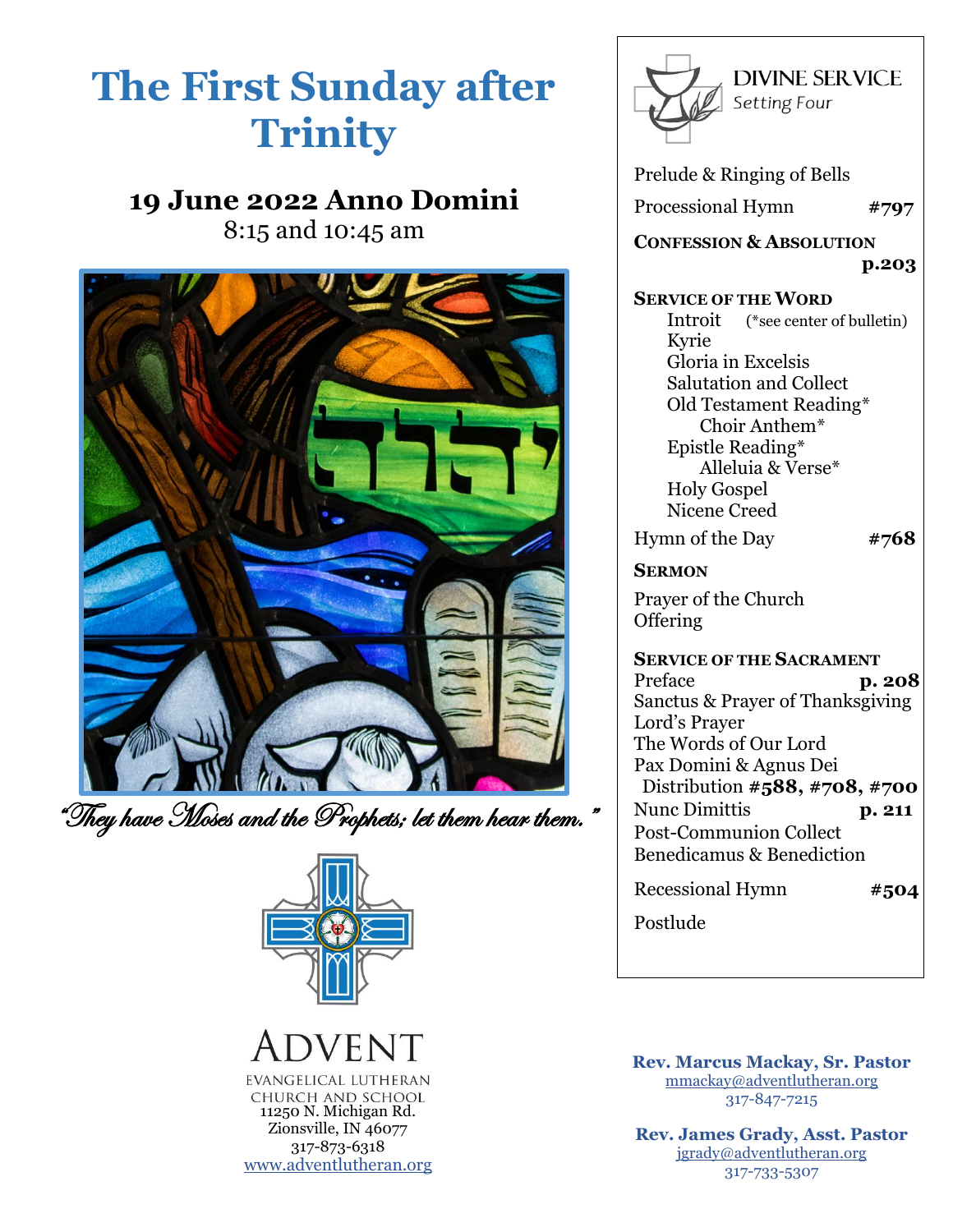# The First Sunday after Trinity

## 19 June 2022 Anno Domini

8:15 and 10:45 am

*"They have Moses and the Prophets; let them hear them."*

ADVENT
EVANGELICAL LUTHERAN
CHURCH AND SCHOOL
11250 N. Michigan Rd.
Zionsville, IN 46077
317-873-6318
www.adventlutheran.org

## DIVINE SERVICE
*Setting Four*

Prelude & Ringing of Bells

Processional Hymn **#797**

**CONFESSION & ABSOLUTION** **p.203**

**SERVICE OF THE WORD**

- Introit (*see center of bulletin)
- Kyrie
- Gloria in Excelsis
- Salutation and Collect
- Old Testament Reading*
  - Choir Anthem*
- Epistle Reading*
  - Alleluia & Verse*
- Holy Gospel
- Nicene Creed

Hymn of the Day **#768**

**SERMON**

Prayer of the Church
Offering

**SERVICE OF THE SACRAMENT**

Preface **p. 208**
Sanctus & Prayer of Thanksgiving
Lord's Prayer
The Words of Our Lord
Pax Domini & Agnus Dei
Distribution **#588, #708, #700**
Nunc Dimittis **p. 211**
Post-Communion Collect
Benedicamus & Benediction

Recessional Hymn **#504**

Postlude

**Rev. Marcus Mackay, Sr. Pastor**
mmackay@adventlutheran.org
317-847-7215

**Rev. James Grady, Asst. Pastor**
jgrady@adventlutheran.org
317-733-5307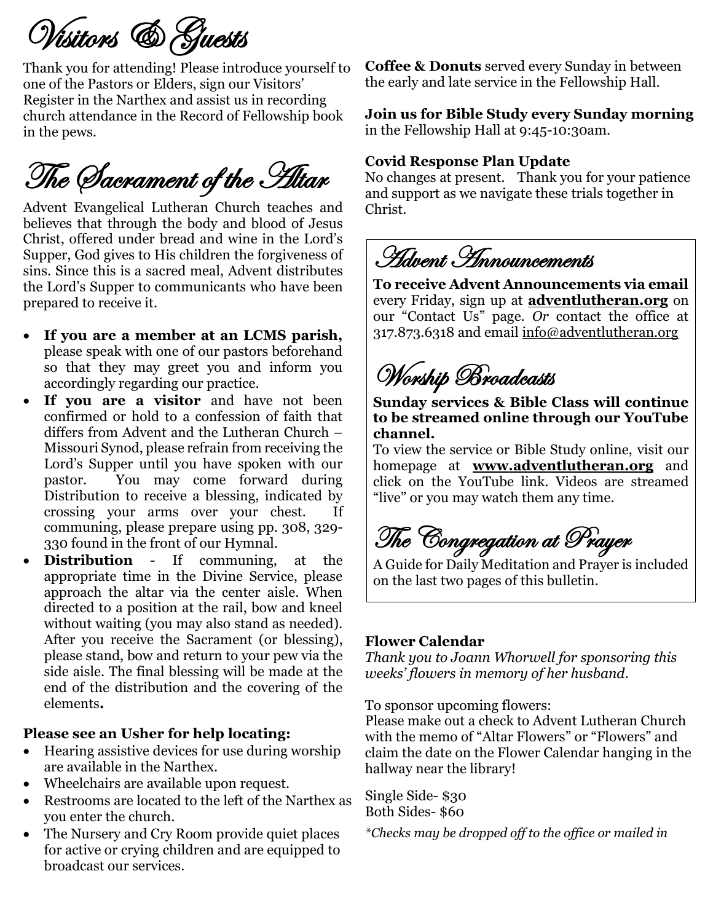# Visitors & Guests

Thank you for attending! Please introduce yourself to one of the Pastors or Elders, sign our Visitors' Register in the Narthex and assist us in recording church attendance in the Record of Fellowship book in the pews.

# The Sacrament of the Altar

Advent Evangelical Lutheran Church teaches and believes that through the body and blood of Jesus Christ, offered under bread and wine in the Lord's Supper, God gives to His children the forgiveness of sins. Since this is a sacred meal, Advent distributes the Lord's Supper to communicants who have been prepared to receive it.

- **If you are a member at an LCMS parish,** please speak with one of our pastors beforehand so that they may greet you and inform you accordingly regarding our practice.
- **If you are a visitor** and have not been confirmed or hold to a confession of faith that differs from Advent and the Lutheran Church – Missouri Synod, please refrain from receiving the Lord's Supper until you have spoken with our pastor. You may come forward during Distribution to receive a blessing, indicated by crossing your arms over your chest. If communing, please prepare using pp. 308, 329-330 found in the front of our Hymnal.
- **Distribution** - If communing, at the appropriate time in the Divine Service, please approach the altar via the center aisle. When directed to a position at the rail, bow and kneel without waiting (you may also stand as needed). After you receive the Sacrament (or blessing), please stand, bow and return to your pew via the side aisle. The final blessing will be made at the end of the distribution and the covering of the elements**.**

**Please see an Usher for help locating:**

- Hearing assistive devices for use during worship are available in the Narthex.
- Wheelchairs are available upon request.
- Restrooms are located to the left of the Narthex as you enter the church.
- The Nursery and Cry Room provide quiet places for active or crying children and are equipped to broadcast our services.

**Coffee & Donuts** served every Sunday in between the early and late service in the Fellowship Hall.

**Join us for Bible Study every Sunday morning** in the Fellowship Hall at 9:45-10:30am.

**Covid Response Plan Update**
No changes at present. Thank you for your patience and support as we navigate these trials together in Christ.

# Advent Announcements

**To receive Advent Announcements via email** every Friday, sign up at **adventlutheran.org** on our "Contact Us" page. *Or* contact the office at 317.873.6318 and email info@adventlutheran.org

# Worship Broadcasts

**Sunday services & Bible Class will continue to be streamed online through our YouTube channel.**

To view the service or Bible Study online, visit our homepage at **www.adventlutheran.org** and click on the YouTube link. Videos are streamed "live" or you may watch them any time.

# The Congregation at Prayer

A Guide for Daily Meditation and Prayer is included on the last two pages of this bulletin.

**Flower Calendar**

*Thank you to Joann Whorwell for sponsoring this weeks' flowers in memory of her husband.*

To sponsor upcoming flowers:
Please make out a check to Advent Lutheran Church with the memo of "Altar Flowers" or "Flowers" and claim the date on the Flower Calendar hanging in the hallway near the library!

Single Side- $30
Both Sides- $60

*\*Checks may be dropped off to the office or mailed in*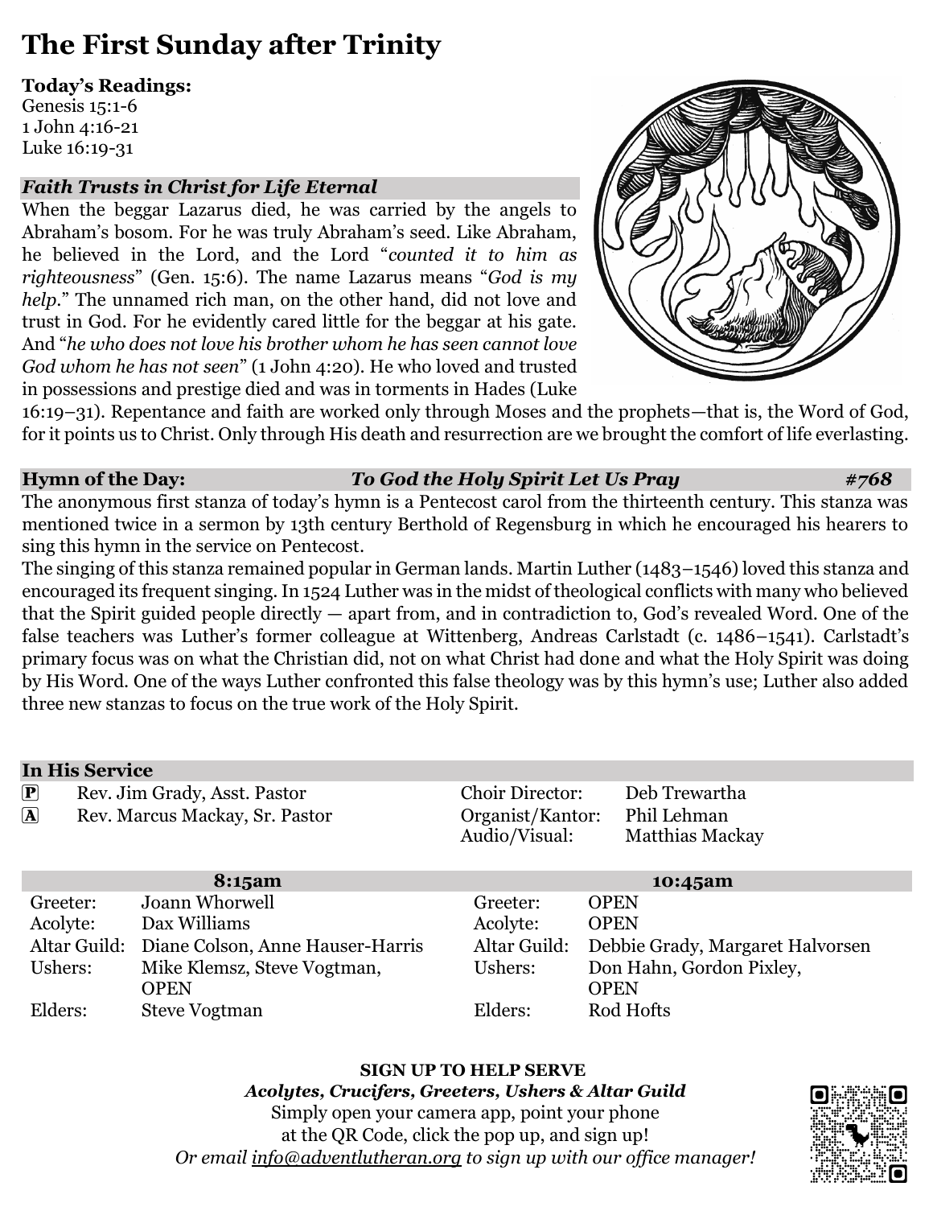# The First Sunday after Trinity

**Today's Readings:**
Genesis 15:1-6
1 John 4:16-21
Luke 16:19-31

### *Faith Trusts in Christ for Life Eternal*

When the beggar Lazarus died, he was carried by the angels to Abraham's bosom. For he was truly Abraham's seed. Like Abraham, he believed in the Lord, and the Lord "*counted it to him as righteousness*" (Gen. 15:6). The name Lazarus means "*God is my help*." The unnamed rich man, on the other hand, did not love and trust in God. For he evidently cared little for the beggar at his gate. And "*he who does not love his brother whom he has seen cannot love God whom he has not seen*" (1 John 4:20). He who loved and trusted in possessions and prestige died and was in torments in Hades (Luke 16:19–31). Repentance and faith are worked only through Moses and the prophets—that is, the Word of God, for it points us to Christ. Only through His death and resurrection are we brought the comfort of life everlasting.

### Hymn of the Day: *To God the Holy Spirit Let Us Pray* *#768*

The anonymous first stanza of today's hymn is a Pentecost carol from the thirteenth century. This stanza was mentioned twice in a sermon by 13th century Berthold of Regensburg in which he encouraged his hearers to sing this hymn in the service on Pentecost.

The singing of this stanza remained popular in German lands. Martin Luther (1483–1546) loved this stanza and encouraged its frequent singing. In 1524 Luther was in the midst of theological conflicts with many who believed that the Spirit guided people directly — apart from, and in contradiction to, God's revealed Word. One of the false teachers was Luther's former colleague at Wittenberg, Andreas Carlstadt (c. 1486–1541). Carlstadt's primary focus was on what the Christian did, not on what Christ had done and what the Holy Spirit was doing by His Word. One of the ways Luther confronted this false theology was by this hymn's use; Luther also added three new stanzas to focus on the true work of the Holy Spirit.

### In His Service

| | | | |
|---|---|---|---|
| P | Rev. Jim Grady, Asst. Pastor | Choir Director: | Deb Trewartha |
| A | Rev. Marcus Mackay, Sr. Pastor | Organist/Kantor: | Phil Lehman |
| | | Audio/Visual: | Matthias Mackay |

| 8:15am | | 10:45am | |
|---|---|---|---|
| Greeter: | Joann Whorwell | Greeter: | OPEN |
| Acolyte: | Dax Williams | Acolyte: | OPEN |
| Altar Guild: | Diane Colson, Anne Hauser-Harris | Altar Guild: | Debbie Grady, Margaret Halvorsen |
| Ushers: | Mike Klemsz, Steve Vogtman, OPEN | Ushers: | Don Hahn, Gordon Pixley, OPEN |
| Elders: | Steve Vogtman | Elders: | Rod Hofts |

**SIGN UP TO HELP SERVE**
***Acolytes, Crucifers, Greeters, Ushers & Altar Guild***
Simply open your camera app, point your phone at the QR Code, click the pop up, and sign up!
*Or email info@adventlutheran.org to sign up with our office manager!*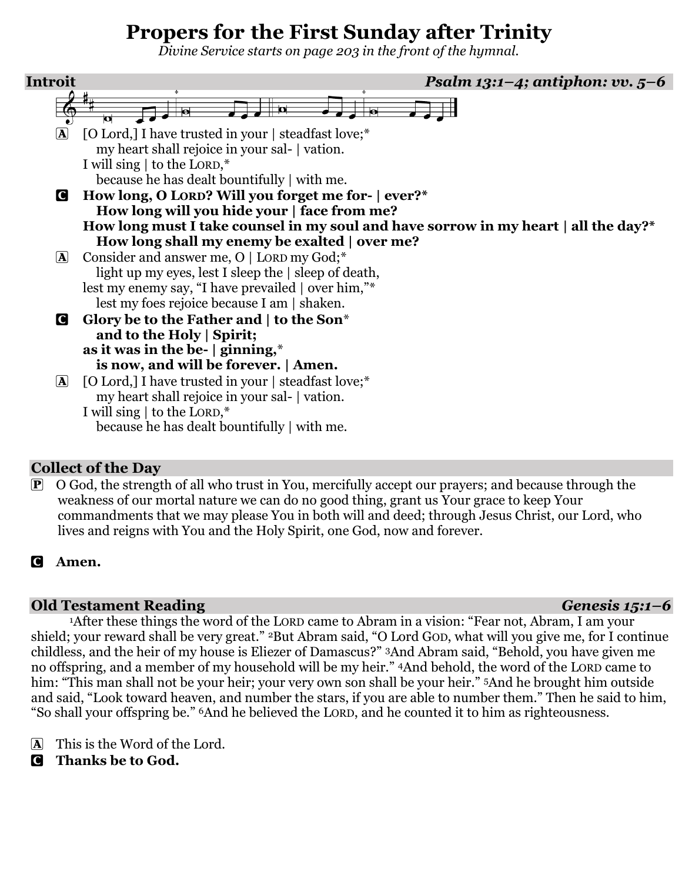# Propers for the First Sunday after Trinity

*Divine Service starts on page 203 in the front of the hymnal.*

## Introit — *Psalm 13:1–4; antiphon: vv. 5–6*

A [O Lord,] I have trusted in your | steadfast love;*
  my heart shall rejoice in your sal- | vation.
I will sing | to the LORD,*
  because he has dealt bountifully | with me.

C **How long, O LORD? Will you forget me for- | ever?***
  **How long will you hide your | face from me?**
**How long must I take counsel in my soul and have sorrow in my heart | all the day?***
  **How long shall my enemy be exalted | over me?**

A Consider and answer me, O | LORD my God;*
  light up my eyes, lest I sleep the | sleep of death,
lest my enemy say, "I have prevailed | over him,"*
  lest my foes rejoice because I am | shaken.

C **Glory be to the Father and | to the Son***
  **and to the Holy | Spirit;**
**as it was in the be- | ginning,***
  **is now, and will be forever. | Amen.**

A [O Lord,] I have trusted in your | steadfast love;*
  my heart shall rejoice in your sal- | vation.
I will sing | to the LORD,*
  because he has dealt bountifully | with me.

## Collect of the Day

P O God, the strength of all who trust in You, mercifully accept our prayers; and because through the weakness of our mortal nature we can do no good thing, grant us Your grace to keep Your commandments that we may please You in both will and deed; through Jesus Christ, our Lord, who lives and reigns with You and the Holy Spirit, one God, now and forever.

C **Amen.**

## Old Testament Reading — *Genesis 15:1–6*

[1]After these things the word of the LORD came to Abram in a vision: "Fear not, Abram, I am your shield; your reward shall be very great." [2]But Abram said, "O Lord GOD, what will you give me, for I continue childless, and the heir of my house is Eliezer of Damascus?" [3]And Abram said, "Behold, you have given me no offspring, and a member of my household will be my heir." [4]And behold, the word of the LORD came to him: "This man shall not be your heir; your very own son shall be your heir." [5]And he brought him outside and said, "Look toward heaven, and number the stars, if you are able to number them." Then he said to him, "So shall your offspring be." [6]And he believed the LORD, and he counted it to him as righteousness.

A This is the Word of the Lord.
C **Thanks be to God.**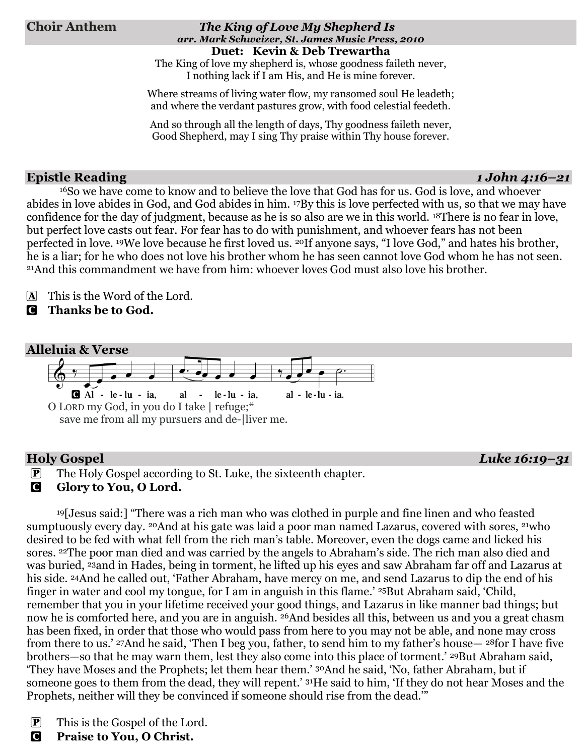## Choir Anthem — *The King of Love My Shepherd Is*

***arr. Mark Schweizer, St. James Music Press, 2010***

**Duet: Kevin & Deb Trewartha**

The King of love my shepherd is, whose goodness faileth never,
I nothing lack if I am His, and He is mine forever.

Where streams of living water flow, my ransomed soul He leadeth;
and where the verdant pastures grow, with food celestial feedeth.

And so through all the length of days, Thy goodness faileth never,
Good Shepherd, may I sing Thy praise within Thy house forever.

## Epistle Reading — *1 John 4:16–21*

16So we have come to know and to believe the love that God has for us. God is love, and whoever abides in love abides in God, and God abides in him. 17By this is love perfected with us, so that we may have confidence for the day of judgment, because as he is so also are we in this world. 18There is no fear in love, but perfect love casts out fear. For fear has to do with punishment, and whoever fears has not been perfected in love. 19We love because he first loved us. 20If anyone says, "I love God," and hates his brother, he is a liar; for he who does not love his brother whom he has seen cannot love God whom he has not seen. 21And this commandment we have from him: whoever loves God must also love his brother.

A This is the Word of the Lord.
**C Thanks be to God.**

## Alleluia & Verse

C Al - le - lu - ia, al - le - lu - ia, al - le - lu - ia.

O LORD my God, in you do I take | refuge;*
save me from all my pursuers and de-|liver me.

## Holy Gospel — *Luke 16:19–31*

P The Holy Gospel according to St. Luke, the sixteenth chapter.
**C Glory to You, O Lord.**

19[Jesus said:] "There was a rich man who was clothed in purple and fine linen and who feasted sumptuously every day. 20And at his gate was laid a poor man named Lazarus, covered with sores, 21who desired to be fed with what fell from the rich man's table. Moreover, even the dogs came and licked his sores. 22The poor man died and was carried by the angels to Abraham's side. The rich man also died and was buried, 23and in Hades, being in torment, he lifted up his eyes and saw Abraham far off and Lazarus at his side. 24And he called out, 'Father Abraham, have mercy on me, and send Lazarus to dip the end of his finger in water and cool my tongue, for I am in anguish in this flame.' 25But Abraham said, 'Child, remember that you in your lifetime received your good things, and Lazarus in like manner bad things; but now he is comforted here, and you are in anguish. 26And besides all this, between us and you a great chasm has been fixed, in order that those who would pass from here to you may not be able, and none may cross from there to us.' 27And he said, 'Then I beg you, father, to send him to my father's house— 28for I have five brothers—so that he may warn them, lest they also come into this place of torment.' 29But Abraham said, 'They have Moses and the Prophets; let them hear them.' 30And he said, 'No, father Abraham, but if someone goes to them from the dead, they will repent.' 31He said to him, 'If they do not hear Moses and the Prophets, neither will they be convinced if someone should rise from the dead.'"

P This is the Gospel of the Lord.
**C Praise to You, O Christ.**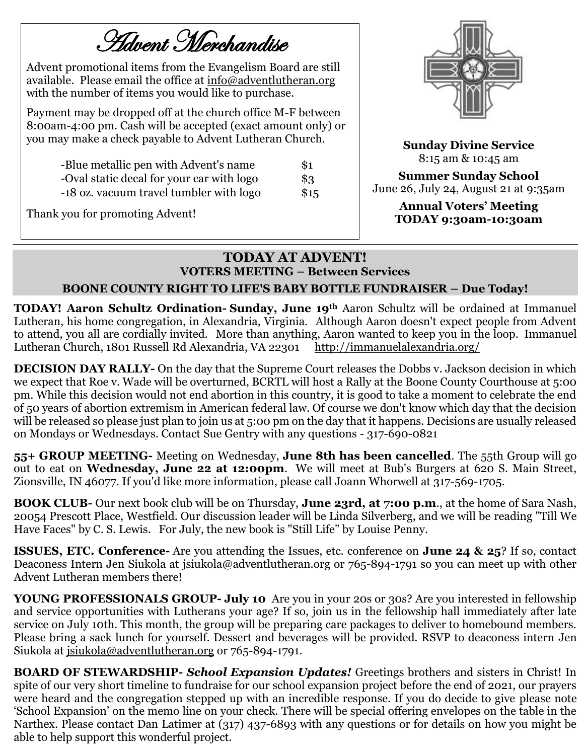## Advent Merchandise

Advent promotional items from the Evangelism Board are still available. Please email the office at info@adventlutheran.org with the number of items you would like to purchase.

Payment may be dropped off at the church office M-F between 8:00am-4:00 pm. Cash will be accepted (exact amount only) or you may make a check payable to Advent Lutheran Church.

| Item | Price |
|---|---|
| -Blue metallic pen with Advent's name | $1 |
| -Oval static decal for your car with logo | $3 |
| -18 oz. vacuum travel tumbler with logo | $15 |

Thank you for promoting Advent!

**Sunday Divine Service**
8:15 am & 10:45 am

**Summer Sunday School**
June 26, July 24, August 21 at 9:35am

**Annual Voters' Meeting**
**TODAY 9:30am-10:30am**

---

## TODAY AT ADVENT!

### VOTERS MEETING – Between Services

### BOONE COUNTY RIGHT TO LIFE'S BABY BOTTLE FUNDRAISER – Due Today!

**TODAY! Aaron Schultz Ordination- Sunday, June 19th** Aaron Schultz will be ordained at Immanuel Lutheran, his home congregation, in Alexandria, Virginia. Although Aaron doesn't expect people from Advent to attend, you all are cordially invited. More than anything, Aaron wanted to keep you in the loop. Immanuel Lutheran Church, 1801 Russell Rd Alexandria, VA 22301 http://immanuelalexandria.org/

**DECISION DAY RALLY-** On the day that the Supreme Court releases the Dobbs v. Jackson decision in which we expect that Roe v. Wade will be overturned, BCRTL will host a Rally at the Boone County Courthouse at 5:00 pm. While this decision would not end abortion in this country, it is good to take a moment to celebrate the end of 50 years of abortion extremism in American federal law. Of course we don't know which day that the decision will be released so please just plan to join us at 5:00 pm on the day that it happens. Decisions are usually released on Mondays or Wednesdays. Contact Sue Gentry with any questions - 317-690-0821

**55+ GROUP MEETING-** Meeting on Wednesday, **June 8th has been cancelled**. The 55th Group will go out to eat on **Wednesday, June 22 at 12:00pm**. We will meet at Bub's Burgers at 620 S. Main Street, Zionsville, IN 46077. If you'd like more information, please call Joann Whorwell at 317-569-1705.

**BOOK CLUB-** Our next book club will be on Thursday, **June 23rd, at 7:00 p.m**., at the home of Sara Nash, 20054 Prescott Place, Westfield. Our discussion leader will be Linda Silverberg, and we will be reading "Till We Have Faces" by C. S. Lewis. For July, the new book is "Still Life" by Louise Penny.

**ISSUES, ETC. Conference-** Are you attending the Issues, etc. conference on **June 24 & 25**? If so, contact Deaconess Intern Jen Siukola at jsiukola@adventlutheran.org or 765-894-1791 so you can meet up with other Advent Lutheran members there!

**YOUNG PROFESSIONALS GROUP- July 10** Are you in your 20s or 30s? Are you interested in fellowship and service opportunities with Lutherans your age? If so, join us in the fellowship hall immediately after late service on July 10th. This month, the group will be preparing care packages to deliver to homebound members. Please bring a sack lunch for yourself. Dessert and beverages will be provided. RSVP to deaconess intern Jen Siukola at jsiukola@adventlutheran.org or 765-894-1791.

**BOARD OF STEWARDSHIP-** ***School Expansion Updates!*** Greetings brothers and sisters in Christ! In spite of our very short timeline to fundraise for our school expansion project before the end of 2021, our prayers were heard and the congregation stepped up with an incredible response. If you do decide to give please note 'School Expansion' on the memo line on your check. There will be special offering envelopes on the table in the Narthex. Please contact Dan Latimer at (317) 437-6893 with any questions or for details on how you might be able to help support this wonderful project.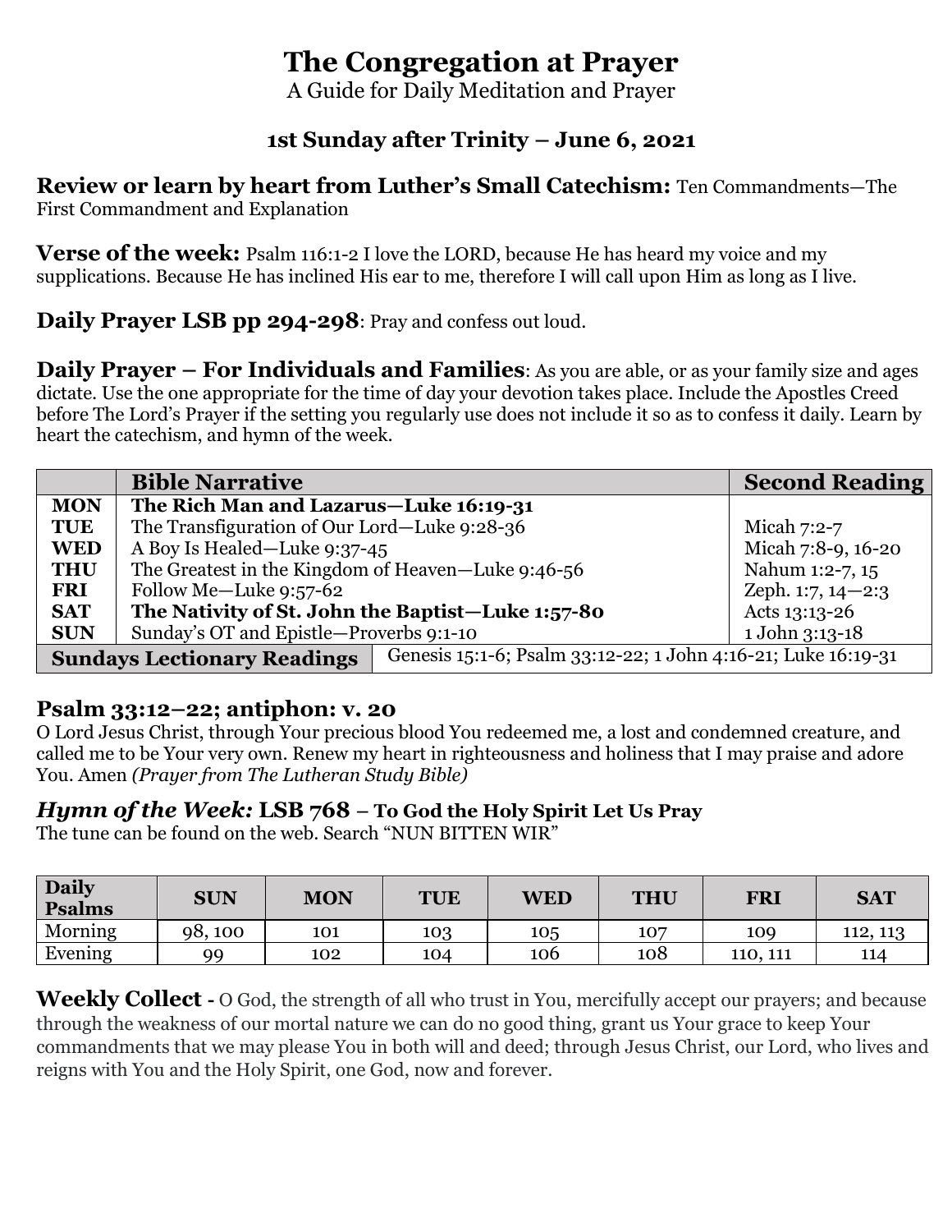# The Congregation at Prayer

A Guide for Daily Meditation and Prayer

## 1st Sunday after Trinity – June 6, 2021

**Review or learn by heart from Luther's Small Catechism:** Ten Commandments—The First Commandment and Explanation

**Verse of the week:** Psalm 116:1-2 I love the LORD, because He has heard my voice and my supplications. Because He has inclined His ear to me, therefore I will call upon Him as long as I live.

**Daily Prayer LSB pp 294-298**: Pray and confess out loud.

**Daily Prayer – For Individuals and Families**: As you are able, or as your family size and ages dictate. Use the one appropriate for the time of day your devotion takes place. Include the Apostles Creed before The Lord's Prayer if the setting you regularly use does not include it so as to confess it daily. Learn by heart the catechism, and hymn of the week.

| | Bible Narrative | Second Reading |
|---|---|---|
| **MON** | **The Rich Man and Lazarus—Luke 16:19-31** | |
| **TUE** | The Transfiguration of Our Lord—Luke 9:28-36 | Micah 7:2-7 |
| **WED** | A Boy Is Healed—Luke 9:37-45 | Micah 7:8-9, 16-20 |
| **THU** | The Greatest in the Kingdom of Heaven—Luke 9:46-56 | Nahum 1:2-7, 15 |
| **FRI** | Follow Me—Luke 9:57-62 | Zeph. 1:7, 14—2:3 |
| **SAT** | **The Nativity of St. John the Baptist—Luke 1:57-80** | Acts 13:13-26 |
| **SUN** | Sunday's OT and Epistle—Proverbs 9:1-10 | 1 John 3:13-18 |
| **Sundays Lectionary Readings** | Genesis 15:1-6; Psalm 33:12-22; 1 John 4:16-21; Luke 16:19-31 | |

## Psalm 33:12–22; antiphon: v. 20

O Lord Jesus Christ, through Your precious blood You redeemed me, a lost and condemned creature, and called me to be Your very own. Renew my heart in righteousness and holiness that I may praise and adore You. Amen *(Prayer from The Lutheran Study Bible)*

### *Hymn of the Week:* LSB 768 – To God the Holy Spirit Let Us Pray

The tune can be found on the web. Search "NUN BITTEN WIR"

| Daily Psalms | SUN | MON | TUE | WED | THU | FRI | SAT |
|---|---|---|---|---|---|---|---|
| Morning | 98, 100 | 101 | 103 | 105 | 107 | 109 | 112, 113 |
| Evening | 99 | 102 | 104 | 106 | 108 | 110, 111 | 114 |

**Weekly Collect -** O God, the strength of all who trust in You, mercifully accept our prayers; and because through the weakness of our mortal nature we can do no good thing, grant us Your grace to keep Your commandments that we may please You in both will and deed; through Jesus Christ, our Lord, who lives and reigns with You and the Holy Spirit, one God, now and forever.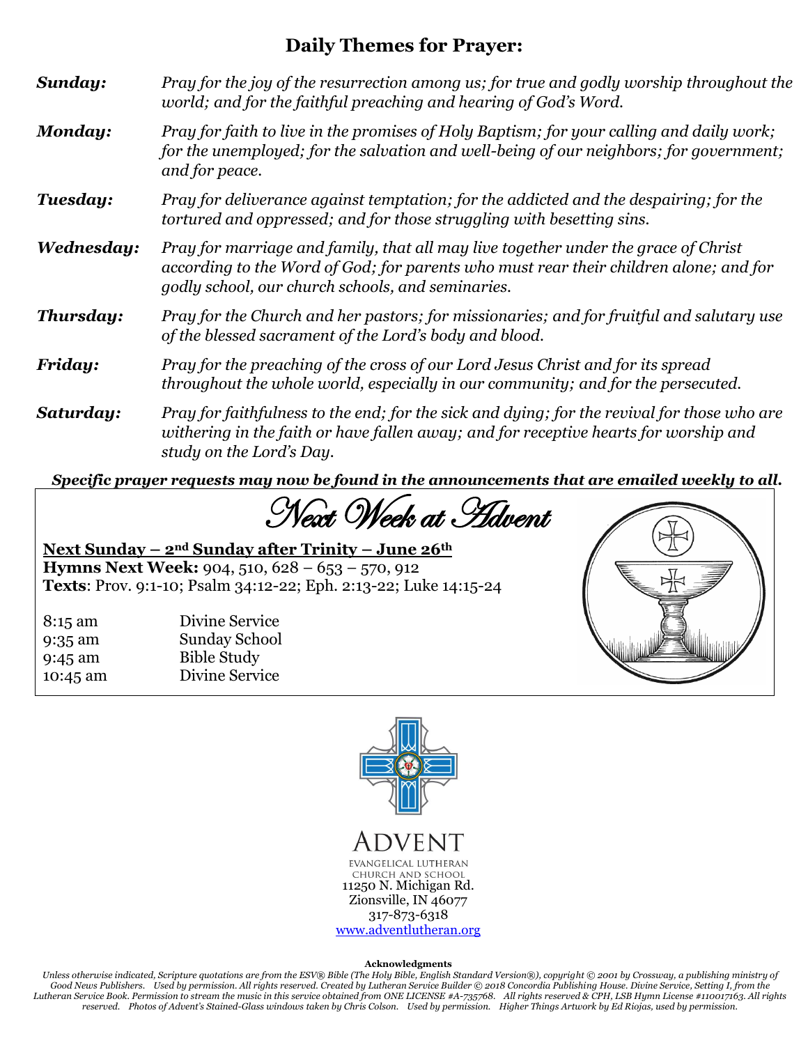# Daily Themes for Prayer:

**Sunday:** *Pray for the joy of the resurrection among us; for true and godly worship throughout the world; and for the faithful preaching and hearing of God's Word.*

**Monday:** *Pray for faith to live in the promises of Holy Baptism; for your calling and daily work; for the unemployed; for the salvation and well-being of our neighbors; for government; and for peace.*

**Tuesday:** *Pray for deliverance against temptation; for the addicted and the despairing; for the tortured and oppressed; and for those struggling with besetting sins.*

**Wednesday:** *Pray for marriage and family, that all may live together under the grace of Christ according to the Word of God; for parents who must rear their children alone; and for godly school, our church schools, and seminaries.*

**Thursday:** *Pray for the Church and her pastors; for missionaries; and for fruitful and salutary use of the blessed sacrament of the Lord's body and blood.*

**Friday:** *Pray for the preaching of the cross of our Lord Jesus Christ and for its spread throughout the whole world, especially in our community; and for the persecuted.*

**Saturday:** *Pray for faithfulness to the end; for the sick and dying; for the revival for those who are withering in the faith or have fallen away; and for receptive hearts for worship and study on the Lord's Day.*

***Specific prayer requests may now be found in the announcements that are emailed weekly to all.***

## Next Week at Advent

**Next Sunday – 2nd Sunday after Trinity – June 26th**

**Hymns Next Week:** 904, 510, 628 – 653 – 570, 912

**Texts**: Prov. 9:1-10; Psalm 34:12-22; Eph. 2:13-22; Luke 14:15-24

| | |
|---|---|
| 8:15 am | Divine Service |
| 9:35 am | Sunday School |
| 9:45 am | Bible Study |
| 10:45 am | Divine Service |

ADVENT
EVANGELICAL LUTHERAN
CHURCH AND SCHOOL
11250 N. Michigan Rd.
Zionsville, IN 46077
317-873-6318
www.adventlutheran.org

**Acknowledgments**

*Unless otherwise indicated, Scripture quotations are from the ESV® Bible (The Holy Bible, English Standard Version®), copyright © 2001 by Crossway, a publishing ministry of Good News Publishers. Used by permission. All rights reserved. Created by Lutheran Service Builder © 2018 Concordia Publishing House. Divine Service, Setting I, from the Lutheran Service Book. Permission to stream the music in this service obtained from ONE LICENSE #A-735768. All rights reserved & CPH, LSB Hymn License #110017163. All rights reserved. Photos of Advent's Stained-Glass windows taken by Chris Colson. Used by permission. Higher Things Artwork by Ed Riojas, used by permission.*